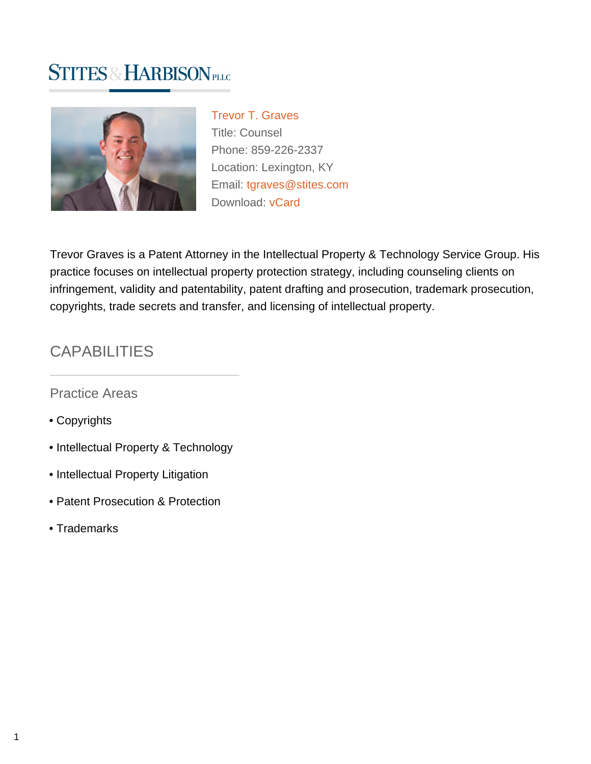STITES & HARBISON PLLC

**Trevor T. Graves**
Title: Counsel
Phone: 859-226-2337
Location: Lexington, KY
Email: tgraves@stites.com
Download: vCard

Trevor Graves is a Patent Attorney in the Intellectual Property & Technology Service Group. His practice focuses on intellectual property protection strategy, including counseling clients on infringement, validity and patentability, patent drafting and prosecution, trademark prosecution, copyrights, trade secrets and transfer, and licensing of intellectual property.

## CAPABILITIES

### Practice Areas

- Copyrights
- Intellectual Property & Technology
- Intellectual Property Litigation
- Patent Prosecution & Protection
- Trademarks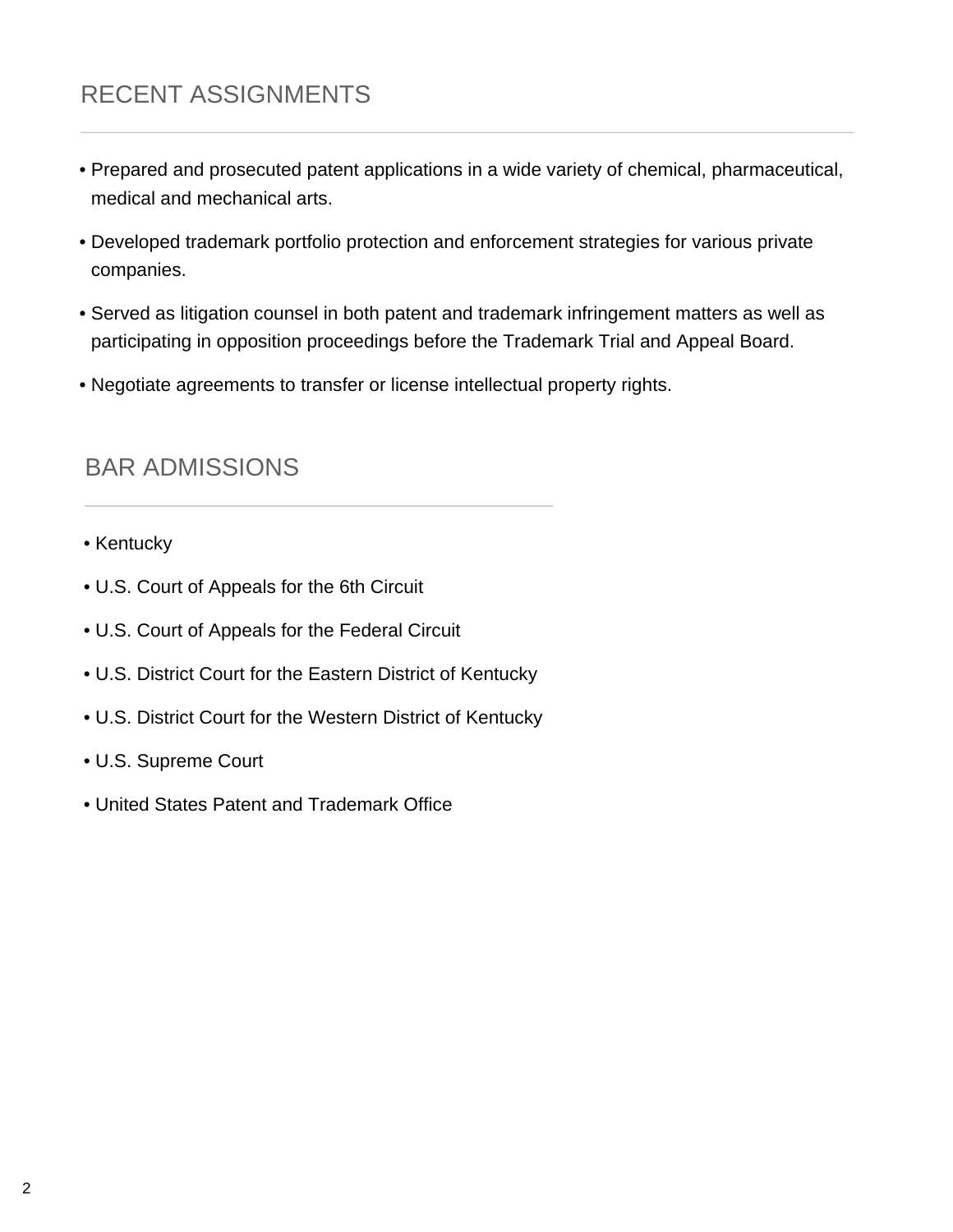## RECENT ASSIGNMENTS

- Prepared and prosecuted patent applications in a wide variety of chemical, pharmaceutical, medical and mechanical arts.
- Developed trademark portfolio protection and enforcement strategies for various private companies.
- Served as litigation counsel in both patent and trademark infringement matters as well as participating in opposition proceedings before the Trademark Trial and Appeal Board.
- Negotiate agreements to transfer or license intellectual property rights.

## BAR ADMISSIONS

- Kentucky
- U.S. Court of Appeals for the 6th Circuit
- U.S. Court of Appeals for the Federal Circuit
- U.S. District Court for the Eastern District of Kentucky
- U.S. District Court for the Western District of Kentucky
- U.S. Supreme Court
- United States Patent and Trademark Office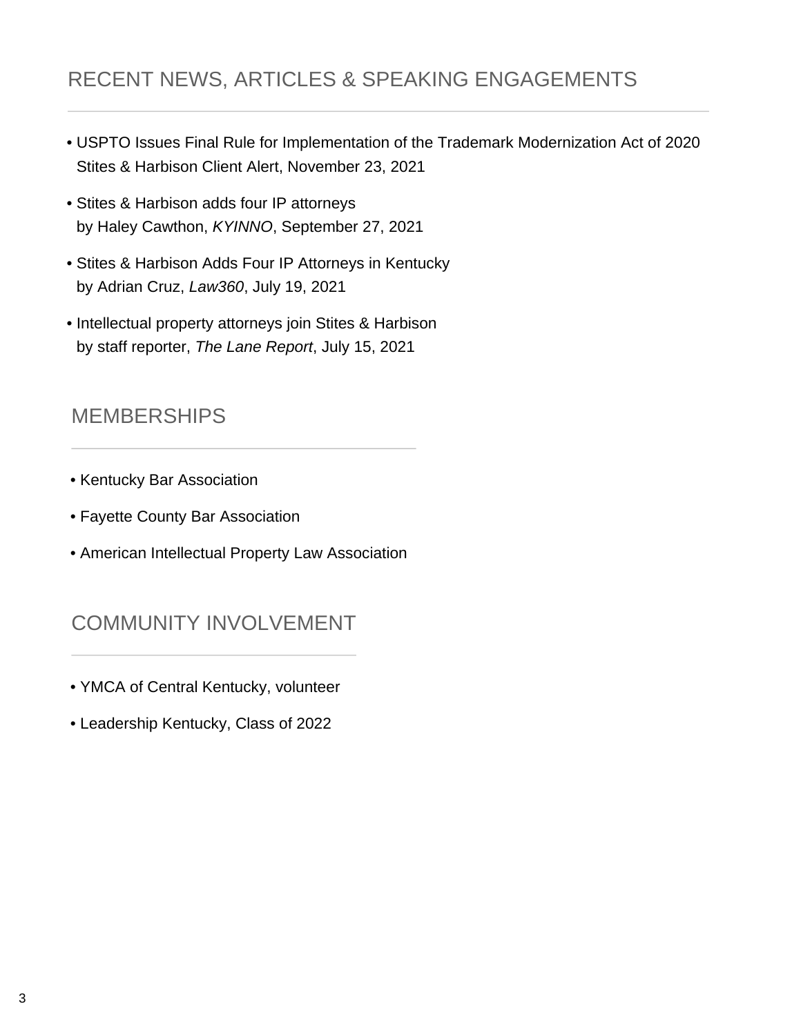## RECENT NEWS, ARTICLES & SPEAKING ENGAGEMENTS

- USPTO Issues Final Rule for Implementation of the Trademark Modernization Act of 2020
  Stites & Harbison Client Alert, November 23, 2021
- Stites & Harbison adds four IP attorneys
  by Haley Cawthon, *KYINNO*, September 27, 2021
- Stites & Harbison Adds Four IP Attorneys in Kentucky
  by Adrian Cruz, *Law360*, July 19, 2021
- Intellectual property attorneys join Stites & Harbison
  by staff reporter, *The Lane Report*, July 15, 2021

## MEMBERSHIPS

- Kentucky Bar Association
- Fayette County Bar Association
- American Intellectual Property Law Association

## COMMUNITY INVOLVEMENT

- YMCA of Central Kentucky, volunteer
- Leadership Kentucky, Class of 2022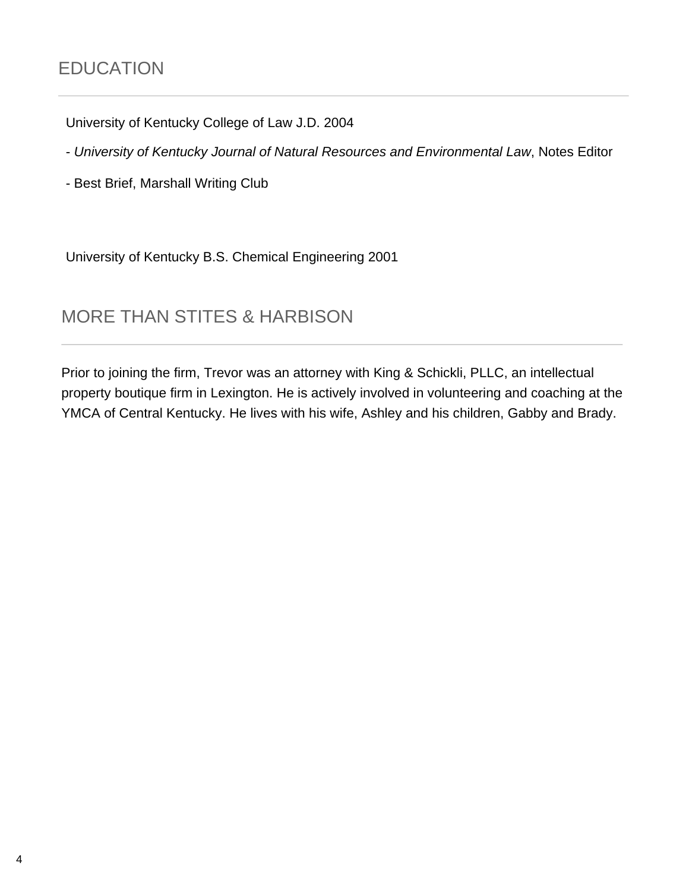## EDUCATION

University of Kentucky College of Law J.D. 2004

- *University of Kentucky Journal of Natural Resources and Environmental Law*, Notes Editor
- Best Brief, Marshall Writing Club

University of Kentucky B.S. Chemical Engineering 2001

## MORE THAN STITES & HARBISON

Prior to joining the firm, Trevor was an attorney with King & Schickli, PLLC, an intellectual property boutique firm in Lexington. He is actively involved in volunteering and coaching at the YMCA of Central Kentucky. He lives with his wife, Ashley and his children, Gabby and Brady.